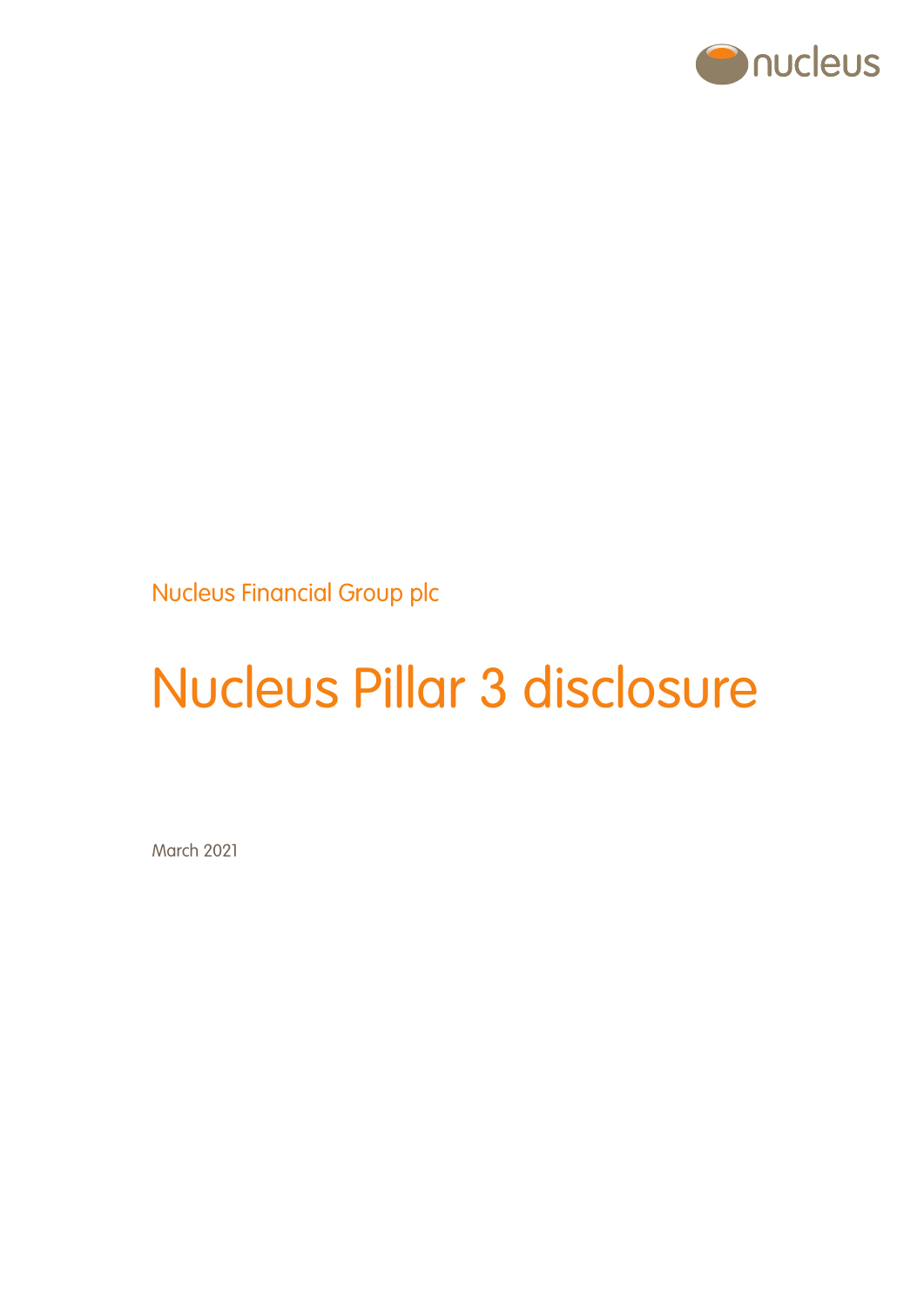Nucleus Financial Group plc

# Nucleus Pillar 3 disclosure

March 2021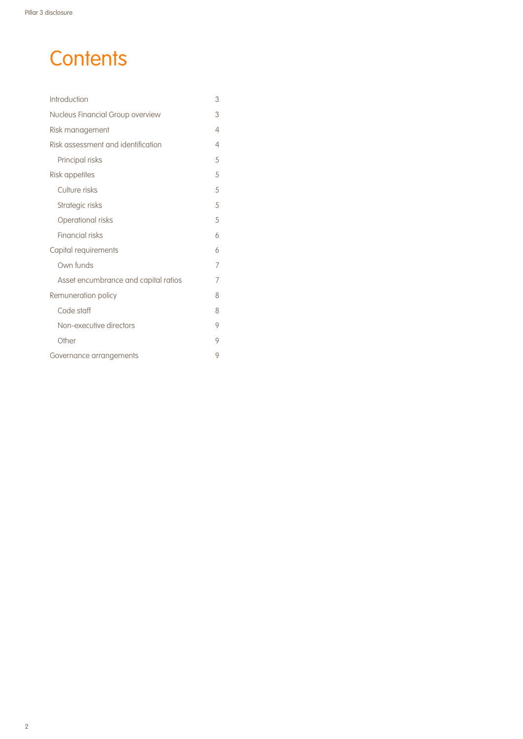# Contents

| | |
|---|---|
| Introduction | 3 |
| Nucleus Financial Group overview | 3 |
| Risk management | 4 |
| Risk assessment and identification | 4 |
| Principal risks | 5 |
| Risk appetites | 5 |
| Culture risks | 5 |
| Strategic risks | 5 |
| Operational risks | 5 |
| Financial risks | 6 |
| Capital requirements | 6 |
| Own funds | 7 |
| Asset encumbrance and capital ratios | 7 |
| Remuneration policy | 8 |
| Code staff | 8 |
| Non-executive directors | 9 |
| Other | 9 |
| Governance arrangements | 9 |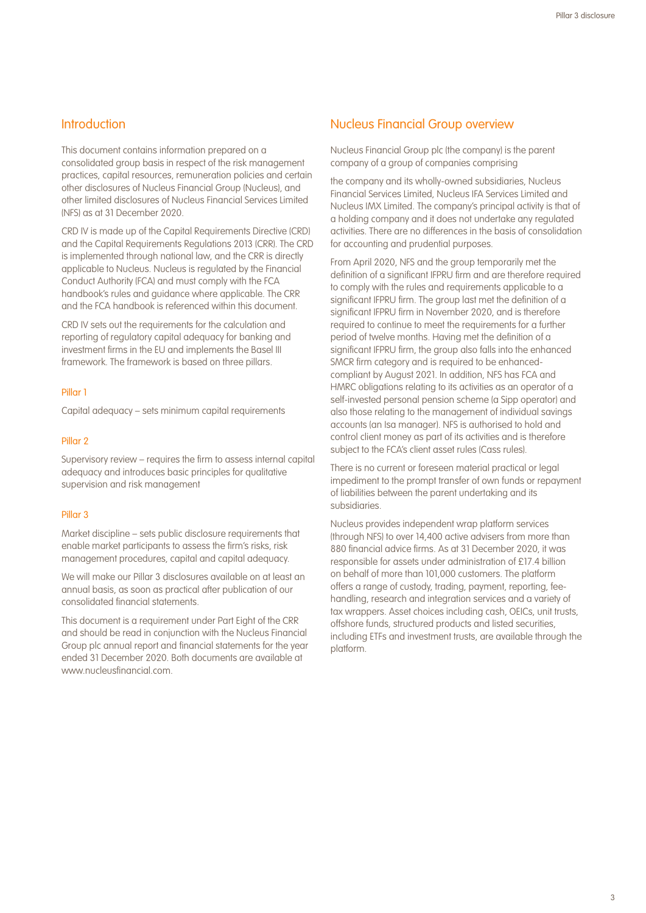## Introduction

This document contains information prepared on a consolidated group basis in respect of the risk management practices, capital resources, remuneration policies and certain other disclosures of Nucleus Financial Group (Nucleus), and other limited disclosures of Nucleus Financial Services Limited (NFS) as at 31 December 2020.

CRD IV is made up of the Capital Requirements Directive (CRD) and the Capital Requirements Regulations 2013 (CRR). The CRD is implemented through national law, and the CRR is directly applicable to Nucleus. Nucleus is regulated by the Financial Conduct Authority (FCA) and must comply with the FCA handbook's rules and guidance where applicable. The CRR and the FCA handbook is referenced within this document.

CRD IV sets out the requirements for the calculation and reporting of regulatory capital adequacy for banking and investment firms in the EU and implements the Basel III framework. The framework is based on three pillars.

### Pillar 1

Capital adequacy – sets minimum capital requirements

### Pillar 2

Supervisory review – requires the firm to assess internal capital adequacy and introduces basic principles for qualitative supervision and risk management

### Pillar 3

Market discipline – sets public disclosure requirements that enable market participants to assess the firm's risks, risk management procedures, capital and capital adequacy.

We will make our Pillar 3 disclosures available on at least an annual basis, as soon as practical after publication of our consolidated financial statements.

This document is a requirement under Part Eight of the CRR and should be read in conjunction with the Nucleus Financial Group plc annual report and financial statements for the year ended 31 December 2020. Both documents are available at www.nucleusfinancial.com.

## Nucleus Financial Group overview

Nucleus Financial Group plc (the company) is the parent company of a group of companies comprising

the company and its wholly-owned subsidiaries, Nucleus Financial Services Limited, Nucleus IFA Services Limited and Nucleus IMX Limited. The company's principal activity is that of a holding company and it does not undertake any regulated activities. There are no differences in the basis of consolidation for accounting and prudential purposes.

From April 2020, NFS and the group temporarily met the definition of a significant IFPRU firm and are therefore required to comply with the rules and requirements applicable to a significant IFPRU firm. The group last met the definition of a significant IFPRU firm in November 2020, and is therefore required to continue to meet the requirements for a further period of twelve months. Having met the definition of a significant IFPRU firm, the group also falls into the enhanced SMCR firm category and is required to be enhanced-compliant by August 2021. In addition, NFS has FCA and HMRC obligations relating to its activities as an operator of a self-invested personal pension scheme (a Sipp operator) and also those relating to the management of individual savings accounts (an Isa manager). NFS is authorised to hold and control client money as part of its activities and is therefore subject to the FCA's client asset rules (Cass rules).

There is no current or foreseen material practical or legal impediment to the prompt transfer of own funds or repayment of liabilities between the parent undertaking and its subsidiaries.

Nucleus provides independent wrap platform services (through NFS) to over 14,400 active advisers from more than 880 financial advice firms. As at 31 December 2020, it was responsible for assets under administration of £17.4 billion on behalf of more than 101,000 customers. The platform offers a range of custody, trading, payment, reporting, fee-handling, research and integration services and a variety of tax wrappers. Asset choices including cash, OEICs, unit trusts, offshore funds, structured products and listed securities, including ETFs and investment trusts, are available through the platform.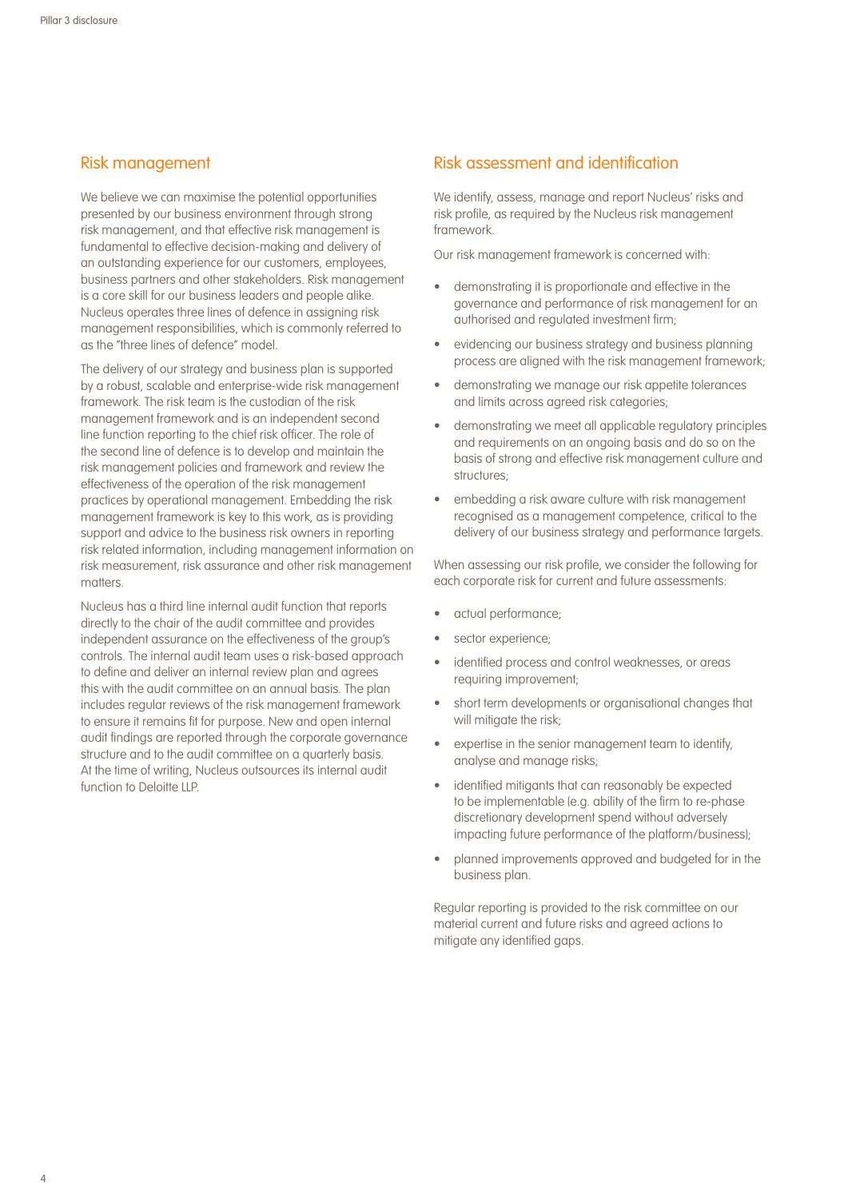## Risk management

We believe we can maximise the potential opportunities presented by our business environment through strong risk management, and that effective risk management is fundamental to effective decision-making and delivery of an outstanding experience for our customers, employees, business partners and other stakeholders. Risk management is a core skill for our business leaders and people alike. Nucleus operates three lines of defence in assigning risk management responsibilities, which is commonly referred to as the "three lines of defence" model.

The delivery of our strategy and business plan is supported by a robust, scalable and enterprise-wide risk management framework. The risk team is the custodian of the risk management framework and is an independent second line function reporting to the chief risk officer. The role of the second line of defence is to develop and maintain the risk management policies and framework and review the effectiveness of the operation of the risk management practices by operational management. Embedding the risk management framework is key to this work, as is providing support and advice to the business risk owners in reporting risk related information, including management information on risk measurement, risk assurance and other risk management matters.

Nucleus has a third line internal audit function that reports directly to the chair of the audit committee and provides independent assurance on the effectiveness of the group's controls. The internal audit team uses a risk-based approach to define and deliver an internal review plan and agrees this with the audit committee on an annual basis. The plan includes regular reviews of the risk management framework to ensure it remains fit for purpose. New and open internal audit findings are reported through the corporate governance structure and to the audit committee on a quarterly basis. At the time of writing, Nucleus outsources its internal audit function to Deloitte LLP.

## Risk assessment and identification

We identify, assess, manage and report Nucleus' risks and risk profile, as required by the Nucleus risk management framework.

Our risk management framework is concerned with:

- demonstrating it is proportionate and effective in the governance and performance of risk management for an authorised and regulated investment firm;
- evidencing our business strategy and business planning process are aligned with the risk management framework;
- demonstrating we manage our risk appetite tolerances and limits across agreed risk categories;
- demonstrating we meet all applicable regulatory principles and requirements on an ongoing basis and do so on the basis of strong and effective risk management culture and structures;
- embedding a risk aware culture with risk management recognised as a management competence, critical to the delivery of our business strategy and performance targets.

When assessing our risk profile, we consider the following for each corporate risk for current and future assessments:

- actual performance;
- sector experience;
- identified process and control weaknesses, or areas requiring improvement;
- short term developments or organisational changes that will mitigate the risk;
- expertise in the senior management team to identify, analyse and manage risks;
- identified mitigants that can reasonably be expected to be implementable (e.g. ability of the firm to re-phase discretionary development spend without adversely impacting future performance of the platform/business);
- planned improvements approved and budgeted for in the business plan.

Regular reporting is provided to the risk committee on our material current and future risks and agreed actions to mitigate any identified gaps.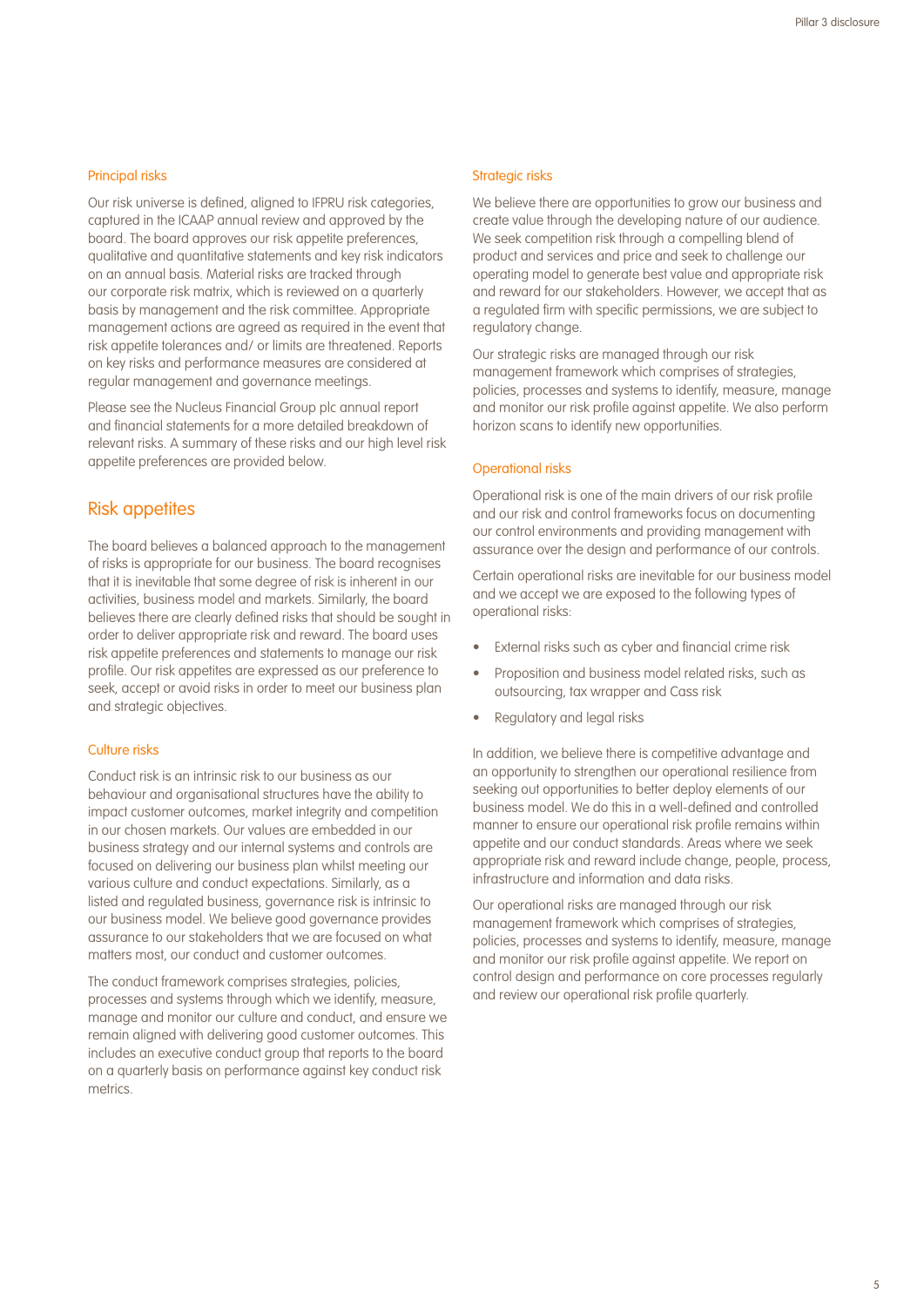### Principal risks

Our risk universe is defined, aligned to IFPRU risk categories, captured in the ICAAP annual review and approved by the board. The board approves our risk appetite preferences, qualitative and quantitative statements and key risk indicators on an annual basis. Material risks are tracked through our corporate risk matrix, which is reviewed on a quarterly basis by management and the risk committee. Appropriate management actions are agreed as required in the event that risk appetite tolerances and/ or limits are threatened. Reports on key risks and performance measures are considered at regular management and governance meetings.

Please see the Nucleus Financial Group plc annual report and financial statements for a more detailed breakdown of relevant risks. A summary of these risks and our high level risk appetite preferences are provided below.

## Risk appetites

The board believes a balanced approach to the management of risks is appropriate for our business. The board recognises that it is inevitable that some degree of risk is inherent in our activities, business model and markets. Similarly, the board believes there are clearly defined risks that should be sought in order to deliver appropriate risk and reward. The board uses risk appetite preferences and statements to manage our risk profile. Our risk appetites are expressed as our preference to seek, accept or avoid risks in order to meet our business plan and strategic objectives.

### Culture risks

Conduct risk is an intrinsic risk to our business as our behaviour and organisational structures have the ability to impact customer outcomes, market integrity and competition in our chosen markets. Our values are embedded in our business strategy and our internal systems and controls are focused on delivering our business plan whilst meeting our various culture and conduct expectations. Similarly, as a listed and regulated business, governance risk is intrinsic to our business model. We believe good governance provides assurance to our stakeholders that we are focused on what matters most, our conduct and customer outcomes.

The conduct framework comprises strategies, policies, processes and systems through which we identify, measure, manage and monitor our culture and conduct, and ensure we remain aligned with delivering good customer outcomes. This includes an executive conduct group that reports to the board on a quarterly basis on performance against key conduct risk metrics.

### Strategic risks

We believe there are opportunities to grow our business and create value through the developing nature of our audience. We seek competition risk through a compelling blend of product and services and price and seek to challenge our operating model to generate best value and appropriate risk and reward for our stakeholders. However, we accept that as a regulated firm with specific permissions, we are subject to regulatory change.

Our strategic risks are managed through our risk management framework which comprises of strategies, policies, processes and systems to identify, measure, manage and monitor our risk profile against appetite. We also perform horizon scans to identify new opportunities.

### Operational risks

Operational risk is one of the main drivers of our risk profile and our risk and control frameworks focus on documenting our control environments and providing management with assurance over the design and performance of our controls.

Certain operational risks are inevitable for our business model and we accept we are exposed to the following types of operational risks:

- External risks such as cyber and financial crime risk
- Proposition and business model related risks, such as outsourcing, tax wrapper and Cass risk
- Regulatory and legal risks

In addition, we believe there is competitive advantage and an opportunity to strengthen our operational resilience from seeking out opportunities to better deploy elements of our business model. We do this in a well-defined and controlled manner to ensure our operational risk profile remains within appetite and our conduct standards. Areas where we seek appropriate risk and reward include change, people, process, infrastructure and information and data risks.

Our operational risks are managed through our risk management framework which comprises of strategies, policies, processes and systems to identify, measure, manage and monitor our risk profile against appetite. We report on control design and performance on core processes regularly and review our operational risk profile quarterly.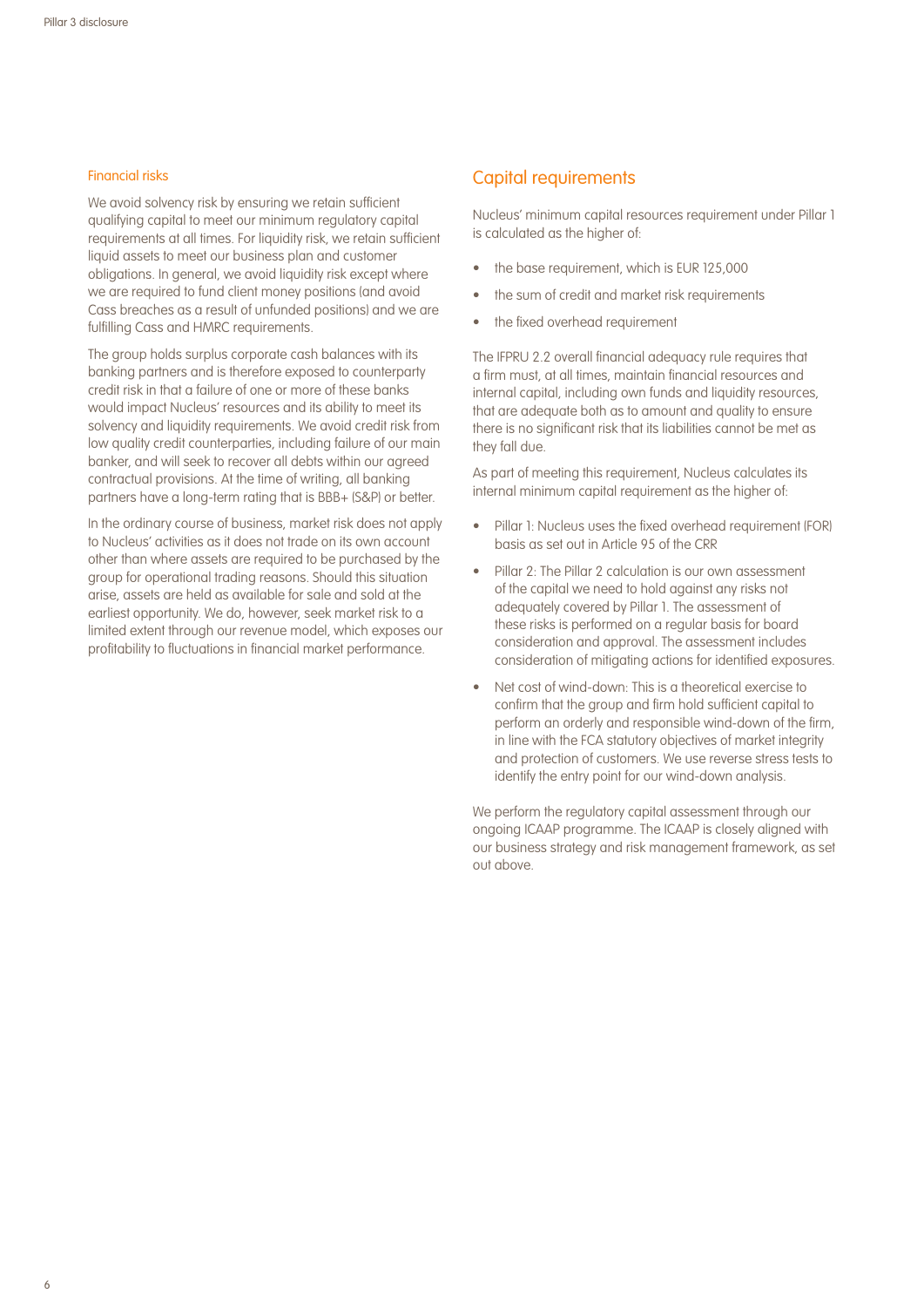### Financial risks

We avoid solvency risk by ensuring we retain sufficient qualifying capital to meet our minimum regulatory capital requirements at all times. For liquidity risk, we retain sufficient liquid assets to meet our business plan and customer obligations. In general, we avoid liquidity risk except where we are required to fund client money positions (and avoid Cass breaches as a result of unfunded positions) and we are fulfilling Cass and HMRC requirements.

The group holds surplus corporate cash balances with its banking partners and is therefore exposed to counterparty credit risk in that a failure of one or more of these banks would impact Nucleus' resources and its ability to meet its solvency and liquidity requirements. We avoid credit risk from low quality credit counterparties, including failure of our main banker, and will seek to recover all debts within our agreed contractual provisions. At the time of writing, all banking partners have a long-term rating that is BBB+ (S&P) or better.

In the ordinary course of business, market risk does not apply to Nucleus' activities as it does not trade on its own account other than where assets are required to be purchased by the group for operational trading reasons. Should this situation arise, assets are held as available for sale and sold at the earliest opportunity. We do, however, seek market risk to a limited extent through our revenue model, which exposes our profitability to fluctuations in financial market performance.

## Capital requirements

Nucleus' minimum capital resources requirement under Pillar 1 is calculated as the higher of:

- the base requirement, which is EUR 125,000
- the sum of credit and market risk requirements
- the fixed overhead requirement

The IFPRU 2.2 overall financial adequacy rule requires that a firm must, at all times, maintain financial resources and internal capital, including own funds and liquidity resources, that are adequate both as to amount and quality to ensure there is no significant risk that its liabilities cannot be met as they fall due.

As part of meeting this requirement, Nucleus calculates its internal minimum capital requirement as the higher of:

- Pillar 1: Nucleus uses the fixed overhead requirement (FOR) basis as set out in Article 95 of the CRR
- Pillar 2: The Pillar 2 calculation is our own assessment of the capital we need to hold against any risks not adequately covered by Pillar 1. The assessment of these risks is performed on a regular basis for board consideration and approval. The assessment includes consideration of mitigating actions for identified exposures.
- Net cost of wind-down: This is a theoretical exercise to confirm that the group and firm hold sufficient capital to perform an orderly and responsible wind-down of the firm, in line with the FCA statutory objectives of market integrity and protection of customers. We use reverse stress tests to identify the entry point for our wind-down analysis.

We perform the regulatory capital assessment through our ongoing ICAAP programme. The ICAAP is closely aligned with our business strategy and risk management framework, as set out above.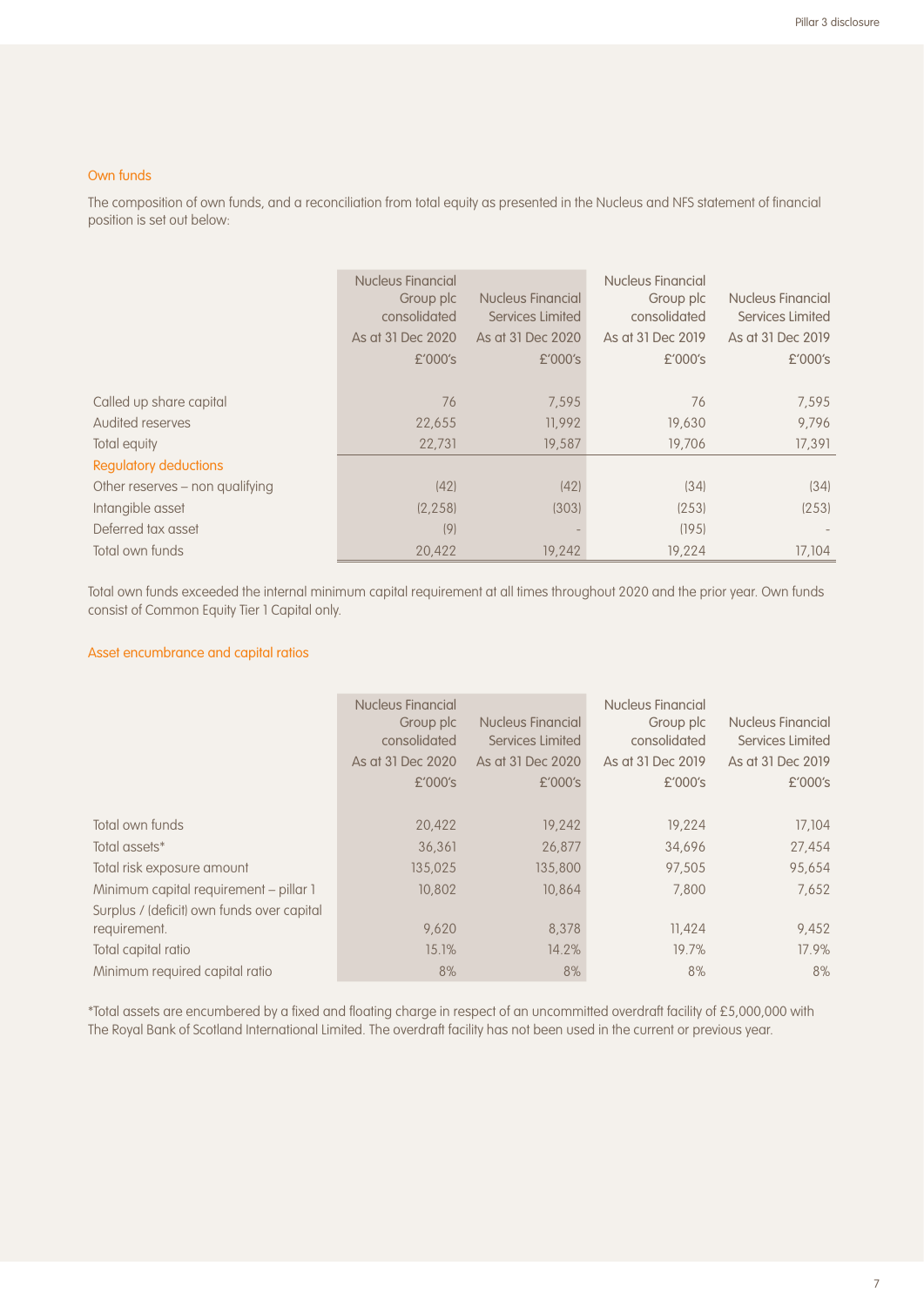## Own funds

The composition of own funds, and a reconciliation from total equity as presented in the Nucleus and NFS statement of financial position is set out below:

| | Nucleus Financial Group plc consolidated As at 31 Dec 2020 £'000's | Nucleus Financial Services Limited As at 31 Dec 2020 £'000's | Nucleus Financial Group plc consolidated As at 31 Dec 2019 £'000's | Nucleus Financial Services Limited As at 31 Dec 2019 £'000's |
|---|---|---|---|---|
| Called up share capital | 76 | 7,595 | 76 | 7,595 |
| Audited reserves | 22,655 | 11,992 | 19,630 | 9,796 |
| Total equity | 22,731 | 19,587 | 19,706 | 17,391 |
| **Regulatory deductions** | | | | |
| Other reserves – non qualifying | (42) | (42) | (34) | (34) |
| Intangible asset | (2,258) | (303) | (253) | (253) |
| Deferred tax asset | (9) | - | (195) | - |
| Total own funds | 20,422 | 19,242 | 19,224 | 17,104 |

Total own funds exceeded the internal minimum capital requirement at all times throughout 2020 and the prior year. Own funds consist of Common Equity Tier 1 Capital only.

## Asset encumbrance and capital ratios

| | Nucleus Financial Group plc consolidated As at 31 Dec 2020 £'000's | Nucleus Financial Services Limited As at 31 Dec 2020 £'000's | Nucleus Financial Group plc consolidated As at 31 Dec 2019 £'000's | Nucleus Financial Services Limited As at 31 Dec 2019 £'000's |
|---|---|---|---|---|
| Total own funds | 20,422 | 19,242 | 19,224 | 17,104 |
| Total assets* | 36,361 | 26,877 | 34,696 | 27,454 |
| Total risk exposure amount | 135,025 | 135,800 | 97,505 | 95,654 |
| Minimum capital requirement – pillar 1 | 10,802 | 10,864 | 7,800 | 7,652 |
| Surplus / (deficit) own funds over capital requirement. | 9,620 | 8,378 | 11,424 | 9,452 |
| Total capital ratio | 15.1% | 14.2% | 19.7% | 17.9% |
| Minimum required capital ratio | 8% | 8% | 8% | 8% |

*Total assets are encumbered by a fixed and floating charge in respect of an uncommitted overdraft facility of £5,000,000 with The Royal Bank of Scotland International Limited. The overdraft facility has not been used in the current or previous year.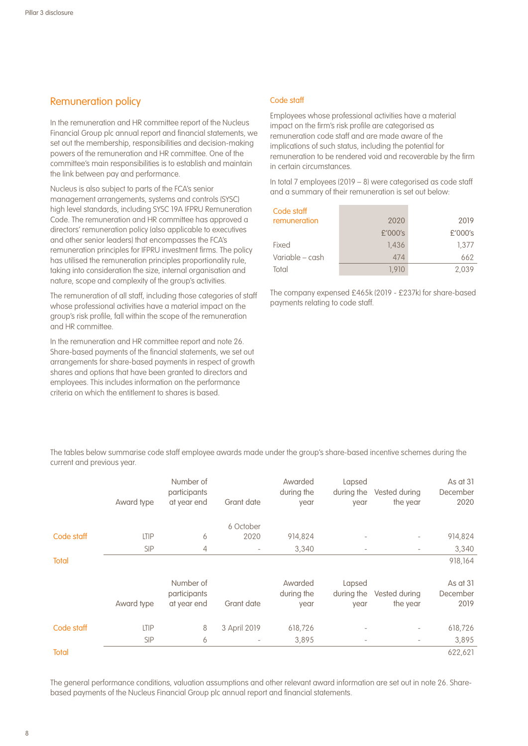## Remuneration policy

In the remuneration and HR committee report of the Nucleus Financial Group plc annual report and financial statements, we set out the membership, responsibilities and decision-making powers of the remuneration and HR committee. One of the committee's main responsibilities is to establish and maintain the link between pay and performance.

Nucleus is also subject to parts of the FCA's senior management arrangements, systems and controls (SYSC) high level standards, including SYSC 19A IFPRU Remuneration Code. The remuneration and HR committee has approved a directors' remuneration policy (also applicable to executives and other senior leaders) that encompasses the FCA's remuneration principles for IFPRU investment firms. The policy has utilised the remuneration principles proportionality rule, taking into consideration the size, internal organisation and nature, scope and complexity of the group's activities.

The remuneration of all staff, including those categories of staff whose professional activities have a material impact on the group's risk profile, fall within the scope of the remuneration and HR committee.

In the remuneration and HR committee report and note 26. Share-based payments of the financial statements, we set out arrangements for share-based payments in respect of growth shares and options that have been granted to directors and employees. This includes information on the performance criteria on which the entitlement to shares is based.

### Code staff

Employees whose professional activities have a material impact on the firm's risk profile are categorised as remuneration code staff and are made aware of the implications of such status, including the potential for remuneration to be rendered void and recoverable by the firm in certain circumstances.

In total 7 employees (2019 – 8) were categorised as code staff and a summary of their remuneration is set out below:

| Code staff remuneration | 2020 | 2019 |
|---|---|---|
| | £'000's | £'000's |
| Fixed | 1,436 | 1,377 |
| Variable – cash | 474 | 662 |
| Total | 1,910 | 2,039 |

The company expensed £465k (2019 - £237k) for share-based payments relating to code staff.

The tables below summarise code staff employee awards made under the group's share-based incentive schemes during the current and previous year.

| | Award type | Number of participants at year end | Grant date | Awarded during the year | Lapsed during the year | Vested during the year | As at 31 December 2020 |
|---|---|---|---|---|---|---|---|
| Code staff | LTIP | 6 | 6 October 2020 | 914,824 | - | - | 914,824 |
| | SIP | 4 | - | 3,340 | - | - | 3,340 |
| Total | | | | | | | 918,164 |

| | Award type | Number of participants at year end | Grant date | Awarded during the year | Lapsed during the year | Vested during the year | As at 31 December 2019 |
|---|---|---|---|---|---|---|---|
| Code staff | LTIP | 8 | 3 April 2019 | 618,726 | - | - | 618,726 |
| | SIP | 6 | - | 3,895 | - | - | 3,895 |
| Total | | | | | | | 622,621 |

The general performance conditions, valuation assumptions and other relevant award information are set out in note 26. Share-based payments of the Nucleus Financial Group plc annual report and financial statements.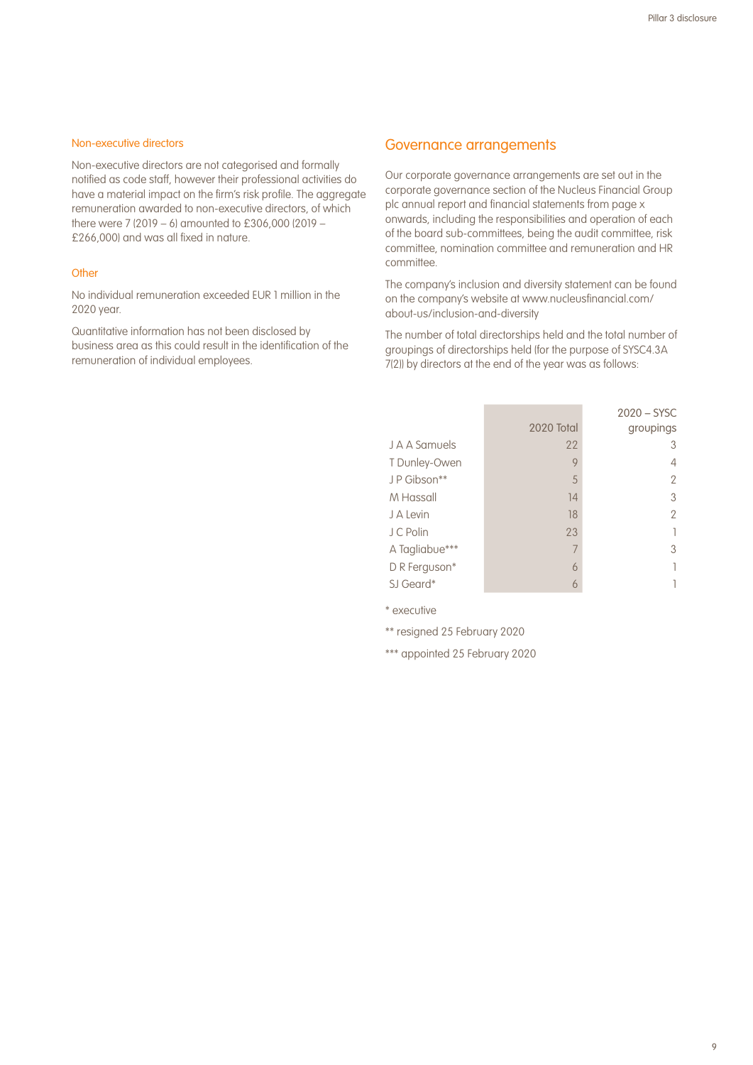### Non-executive directors

Non-executive directors are not categorised and formally notified as code staff, however their professional activities do have a material impact on the firm's risk profile. The aggregate remuneration awarded to non-executive directors, of which there were 7 (2019 – 6) amounted to £306,000 (2019 – £266,000) and was all fixed in nature.

### Other

No individual remuneration exceeded EUR 1 million in the 2020 year.

Quantitative information has not been disclosed by business area as this could result in the identification of the remuneration of individual employees.

## Governance arrangements

Our corporate governance arrangements are set out in the corporate governance section of the Nucleus Financial Group plc annual report and financial statements from page x onwards, including the responsibilities and operation of each of the board sub-committees, being the audit committee, risk committee, nomination committee and remuneration and HR committee.

The company's inclusion and diversity statement can be found on the company's website at www.nucleusfinancial.com/about-us/inclusion-and-diversity

The number of total directorships held and the total number of groupings of directorships held (for the purpose of SYSC4.3A 7(2)) by directors at the end of the year was as follows:

| | 2020 Total | 2020 – SYSC groupings |
|---|---|---|
| J A A Samuels | 22 | 3 |
| T Dunley-Owen | 9 | 4 |
| J P Gibson** | 5 | 2 |
| M Hassall | 14 | 3 |
| J A Levin | 18 | 2 |
| J C Polin | 23 | 1 |
| A Tagliabue*** | 7 | 3 |
| D R Ferguson* | 6 | 1 |
| SJ Geard* | 6 | 1 |

\* executive

** resigned 25 February 2020

*** appointed 25 February 2020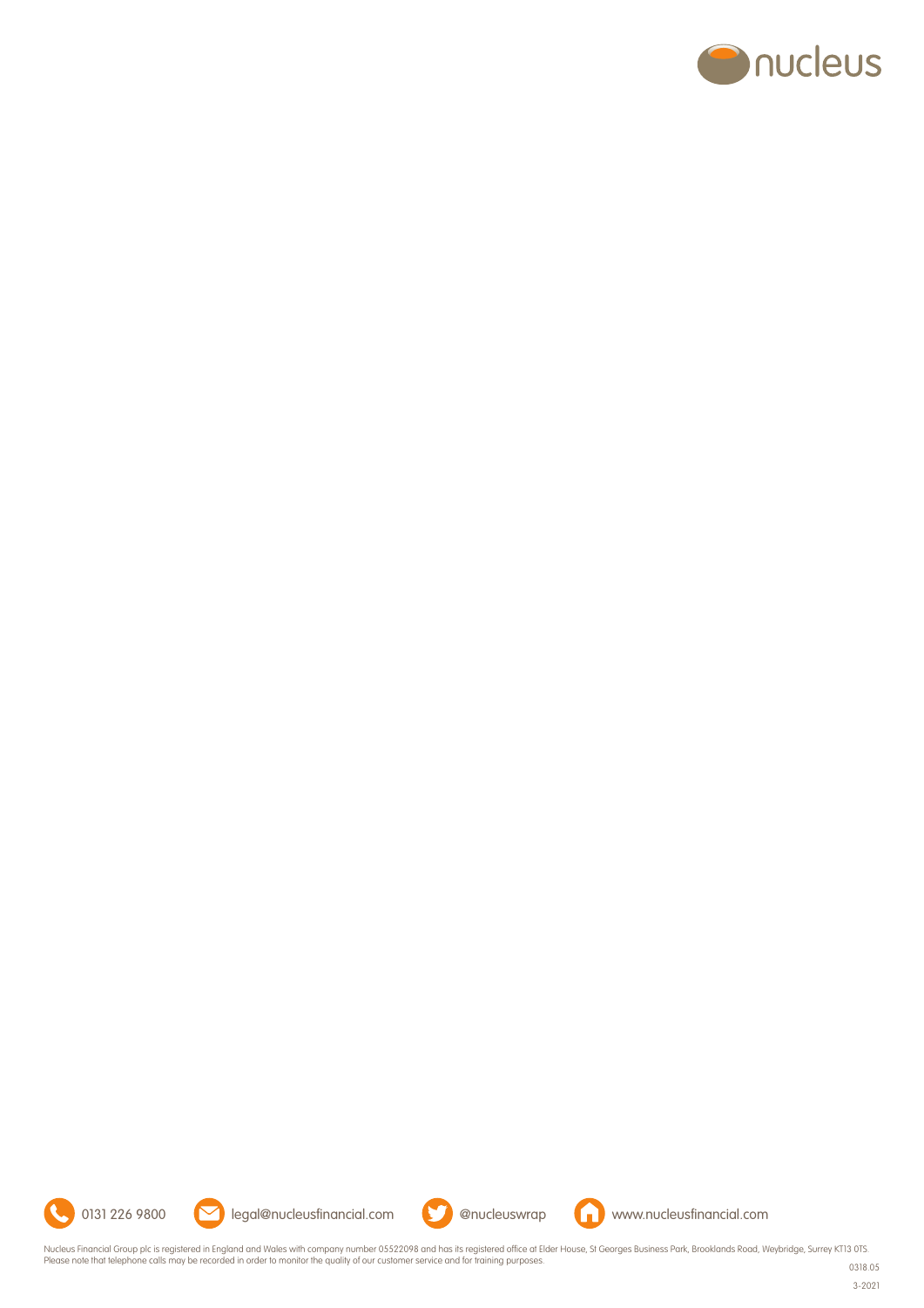nucleus

0131 226 9800 legal@nucleusfinancial.com @nucleuswrap www.nucleusfinancial.com

Nucleus Financial Group plc is registered in England and Wales with company number 05522098 and has its registered office at Elder House, St Georges Business Park, Brooklands Road, Weybridge, Surrey KT13 0TS.
Please note that telephone calls may be recorded in order to monitor the quality of our customer service and for training purposes.

0318.05

3-2021